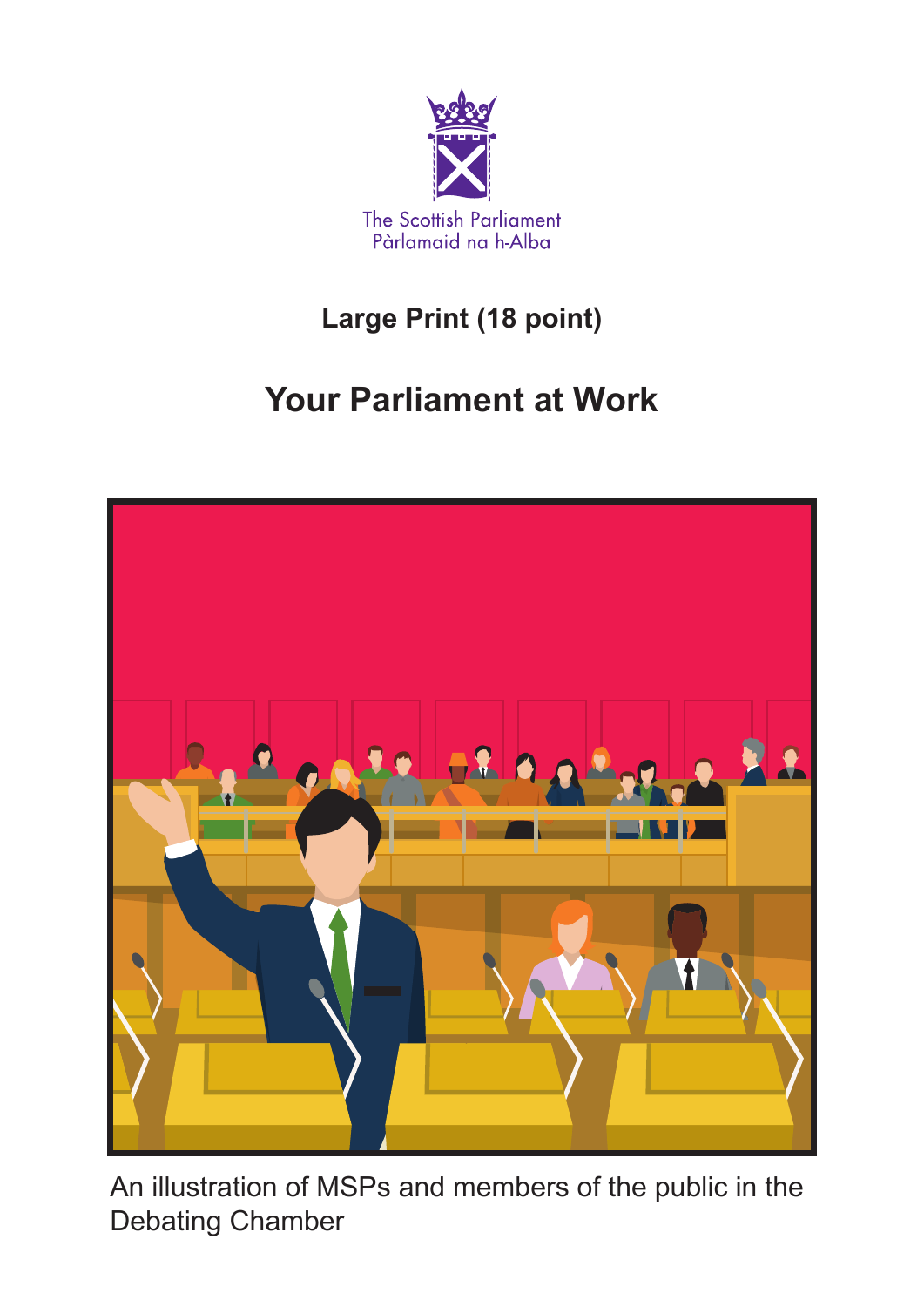The Scottish Parliament
Pàrlamaid na h-Alba

**Large Print (18 point)**

# Your Parliament at Work

An illustration of MSPs and members of the public in the Debating Chamber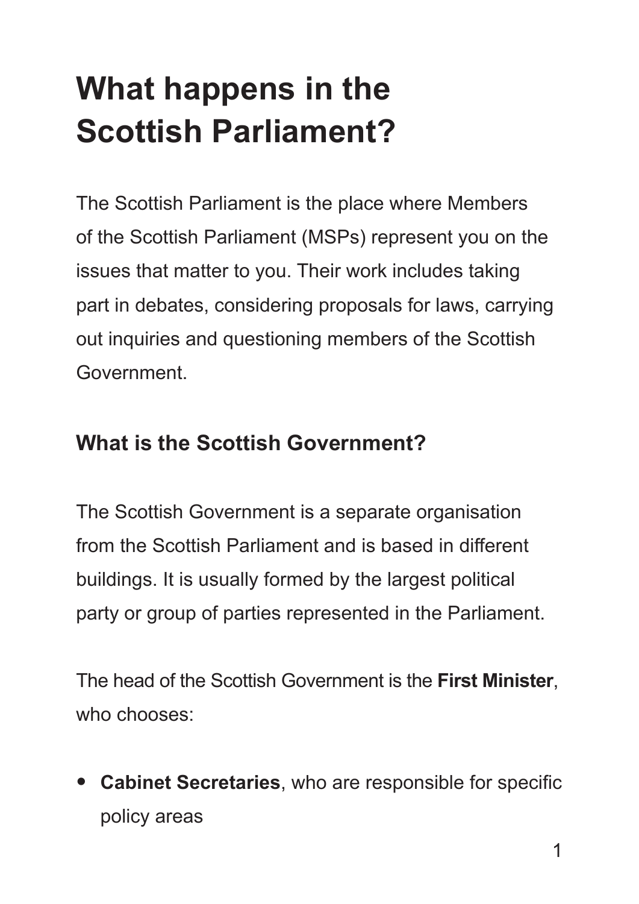# What happens in the Scottish Parliament?

The Scottish Parliament is the place where Members of the Scottish Parliament (MSPs) represent you on the issues that matter to you. Their work includes taking part in debates, considering proposals for laws, carrying out inquiries and questioning members of the Scottish Government.

## What is the Scottish Government?

The Scottish Government is a separate organisation from the Scottish Parliament and is based in different buildings. It is usually formed by the largest political party or group of parties represented in the Parliament.

The head of the Scottish Government is the **First Minister**, who chooses:

- **Cabinet Secretaries**, who are responsible for specific policy areas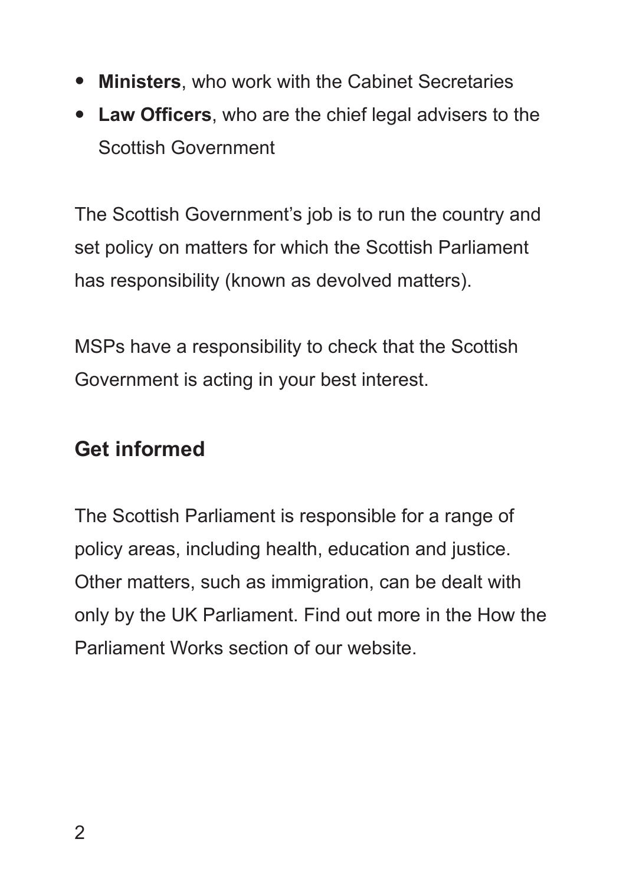- **Ministers**, who work with the Cabinet Secretaries
- **Law Officers**, who are the chief legal advisers to the Scottish Government

The Scottish Government's job is to run the country and set policy on matters for which the Scottish Parliament has responsibility (known as devolved matters).

MSPs have a responsibility to check that the Scottish Government is acting in your best interest.

## Get informed

The Scottish Parliament is responsible for a range of policy areas, including health, education and justice. Other matters, such as immigration, can be dealt with only by the UK Parliament. Find out more in the How the Parliament Works section of our website.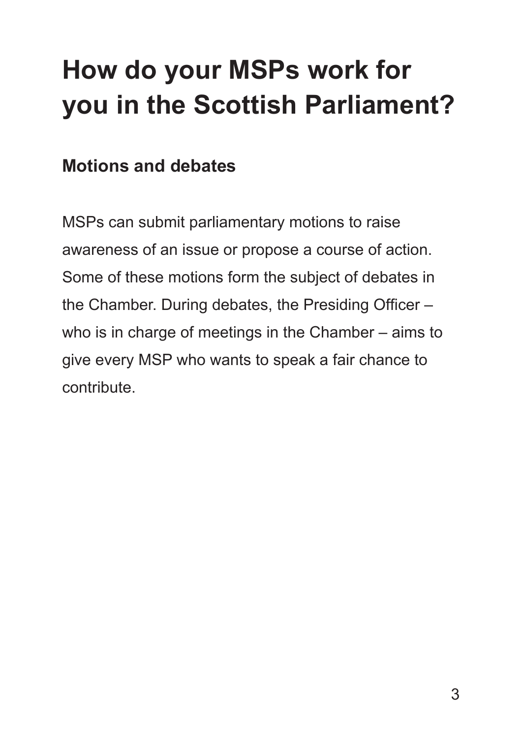# How do your MSPs work for you in the Scottish Parliament?

## Motions and debates

MSPs can submit parliamentary motions to raise awareness of an issue or propose a course of action. Some of these motions form the subject of debates in the Chamber. During debates, the Presiding Officer – who is in charge of meetings in the Chamber – aims to give every MSP who wants to speak a fair chance to contribute.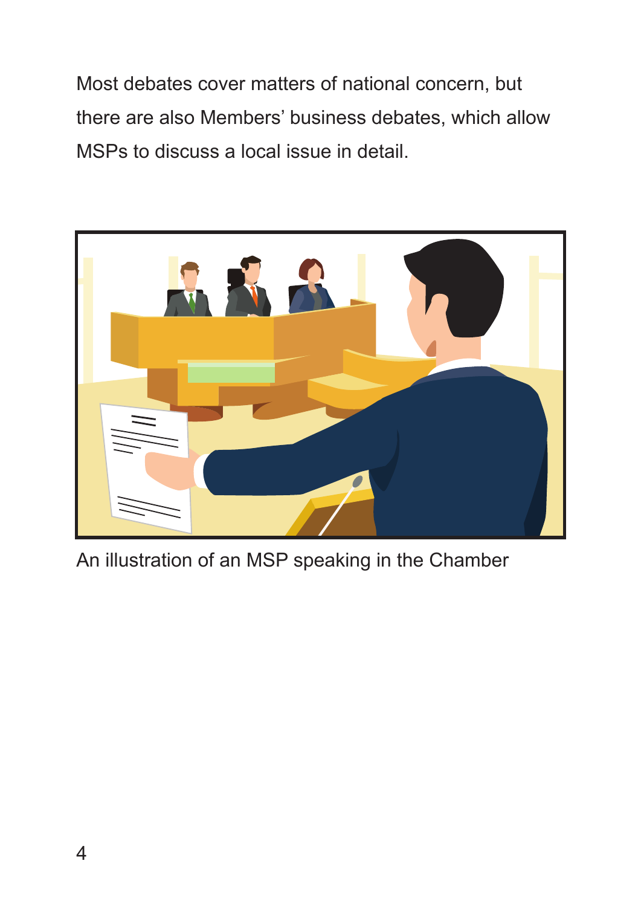Most debates cover matters of national concern, but there are also Members' business debates, which allow MSPs to discuss a local issue in detail.

An illustration of an MSP speaking in the Chamber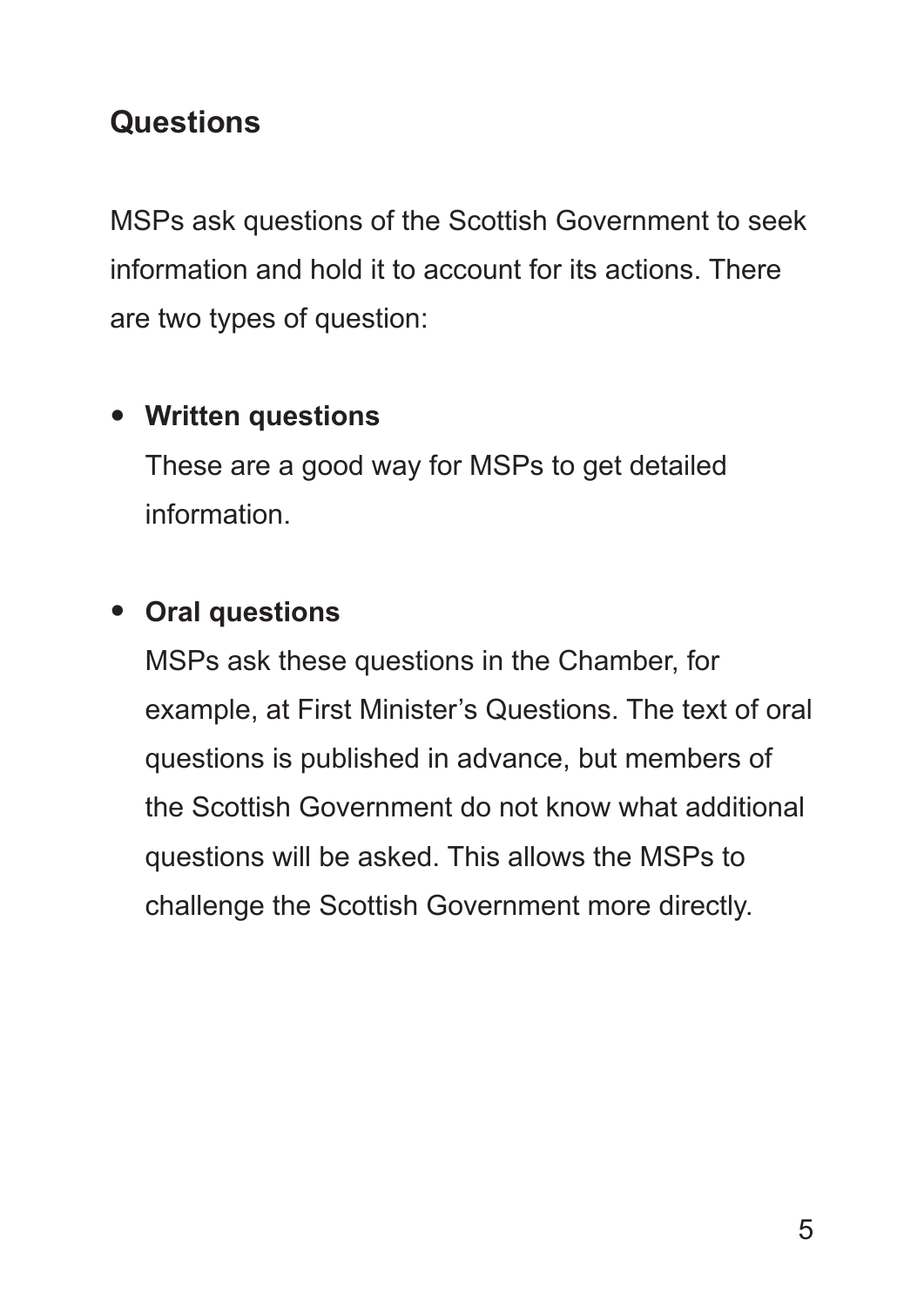## Questions

MSPs ask questions of the Scottish Government to seek information and hold it to account for its actions. There are two types of question:

- **Written questions**
  These are a good way for MSPs to get detailed information.

- **Oral questions**
  MSPs ask these questions in the Chamber, for example, at First Minister's Questions. The text of oral questions is published in advance, but members of the Scottish Government do not know what additional questions will be asked. This allows the MSPs to challenge the Scottish Government more directly.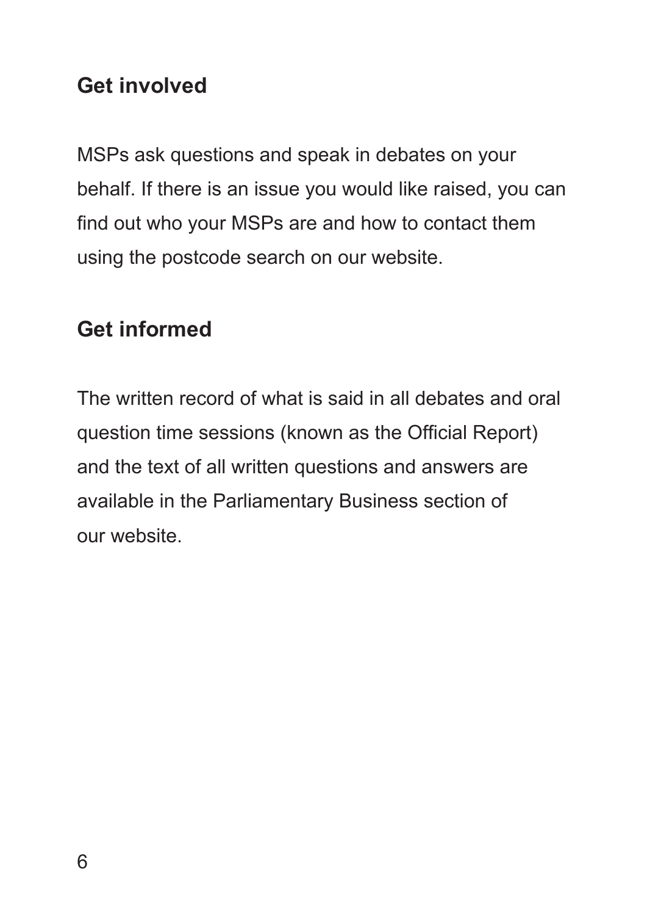## Get involved

MSPs ask questions and speak in debates on your behalf. If there is an issue you would like raised, you can find out who your MSPs are and how to contact them using the postcode search on our website.

## Get informed

The written record of what is said in all debates and oral question time sessions (known as the Official Report) and the text of all written questions and answers are available in the Parliamentary Business section of our website.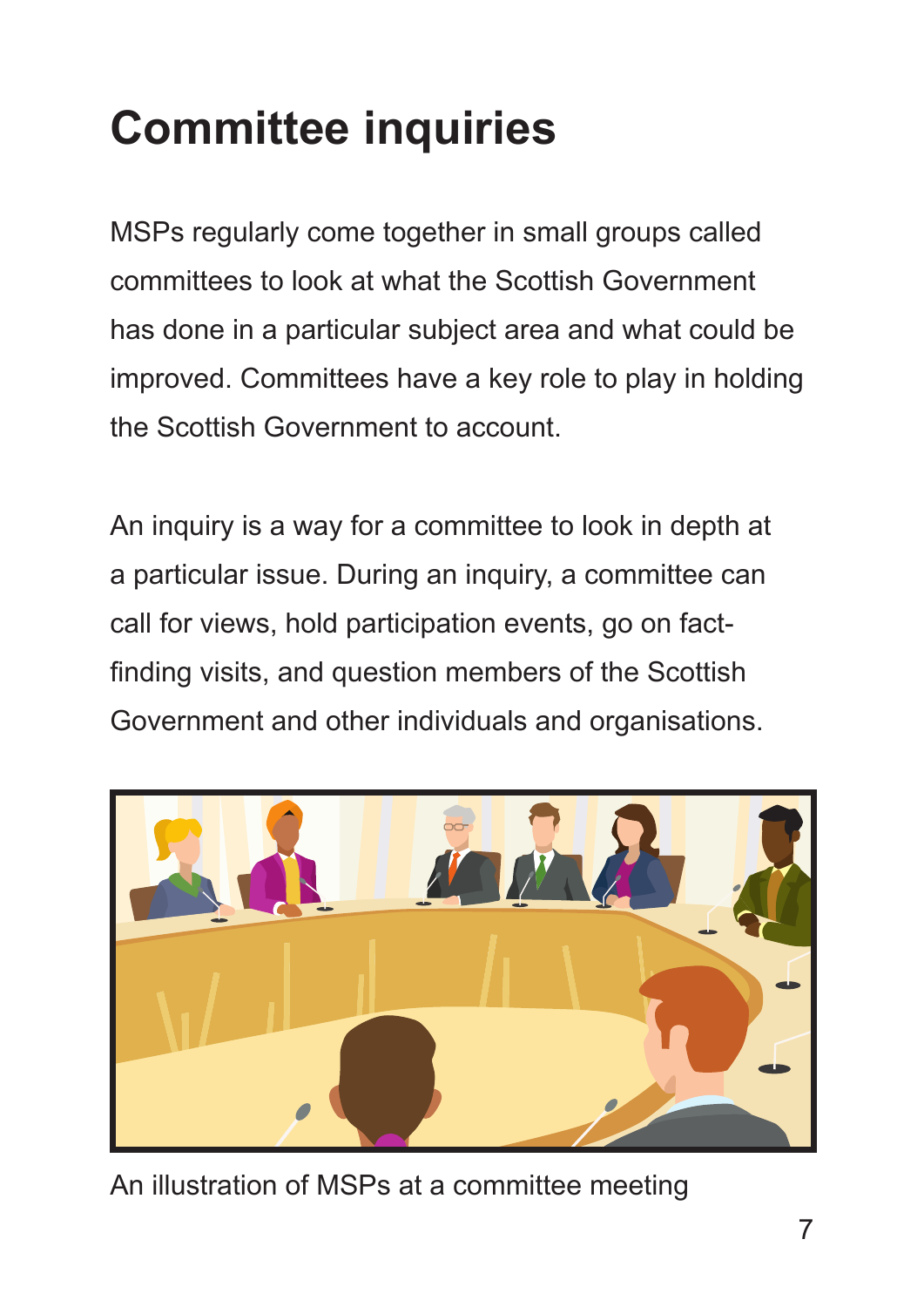# Committee inquiries

MSPs regularly come together in small groups called committees to look at what the Scottish Government has done in a particular subject area and what could be improved. Committees have a key role to play in holding the Scottish Government to account.

An inquiry is a way for a committee to look in depth at a particular issue. During an inquiry, a committee can call for views, hold participation events, go on fact-finding visits, and question members of the Scottish Government and other individuals and organisations.

An illustration of MSPs at a committee meeting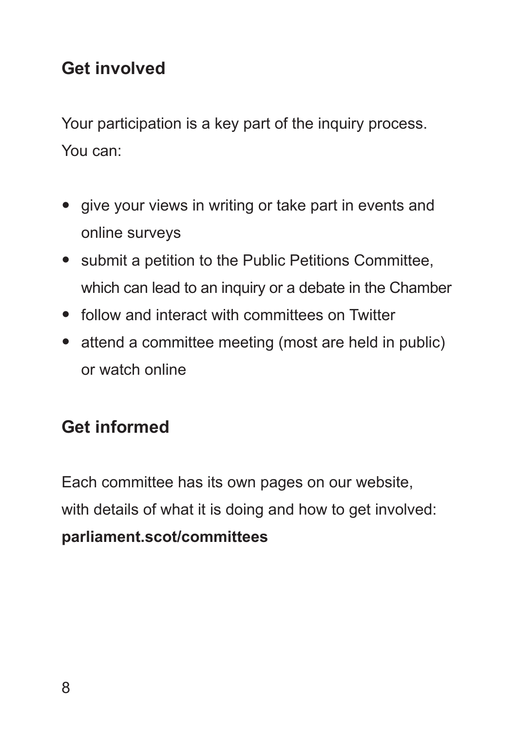## Get involved

Your participation is a key part of the inquiry process. You can:

- give your views in writing or take part in events and online surveys
- submit a petition to the Public Petitions Committee, which can lead to an inquiry or a debate in the Chamber
- follow and interact with committees on Twitter
- attend a committee meeting (most are held in public) or watch online

## Get informed

Each committee has its own pages on our website, with details of what it is doing and how to get involved: **parliament.scot/committees**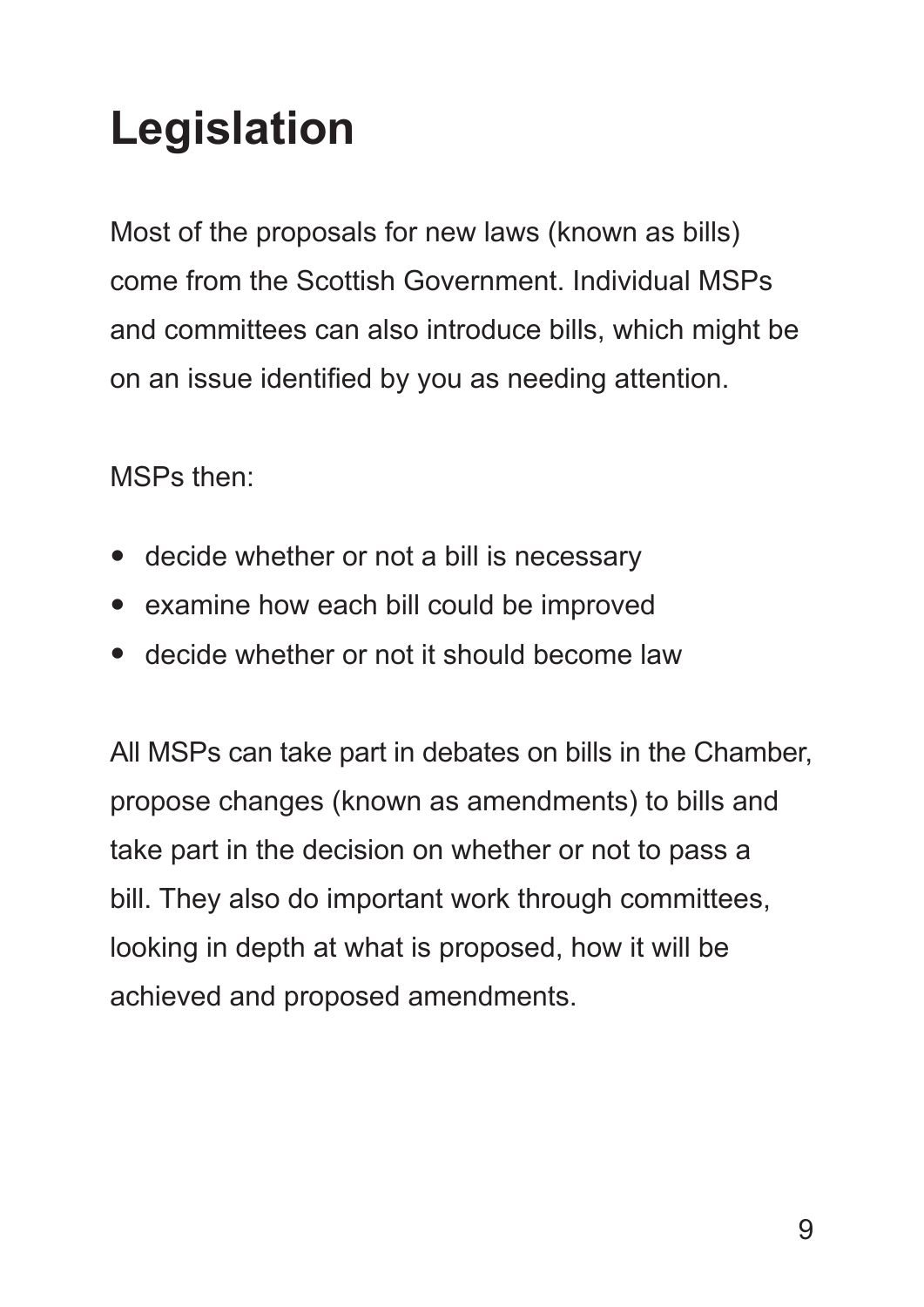# Legislation

Most of the proposals for new laws (known as bills) come from the Scottish Government. Individual MSPs and committees can also introduce bills, which might be on an issue identified by you as needing attention.

MSPs then:

- decide whether or not a bill is necessary
- examine how each bill could be improved
- decide whether or not it should become law

All MSPs can take part in debates on bills in the Chamber, propose changes (known as amendments) to bills and take part in the decision on whether or not to pass a bill. They also do important work through committees, looking in depth at what is proposed, how it will be achieved and proposed amendments.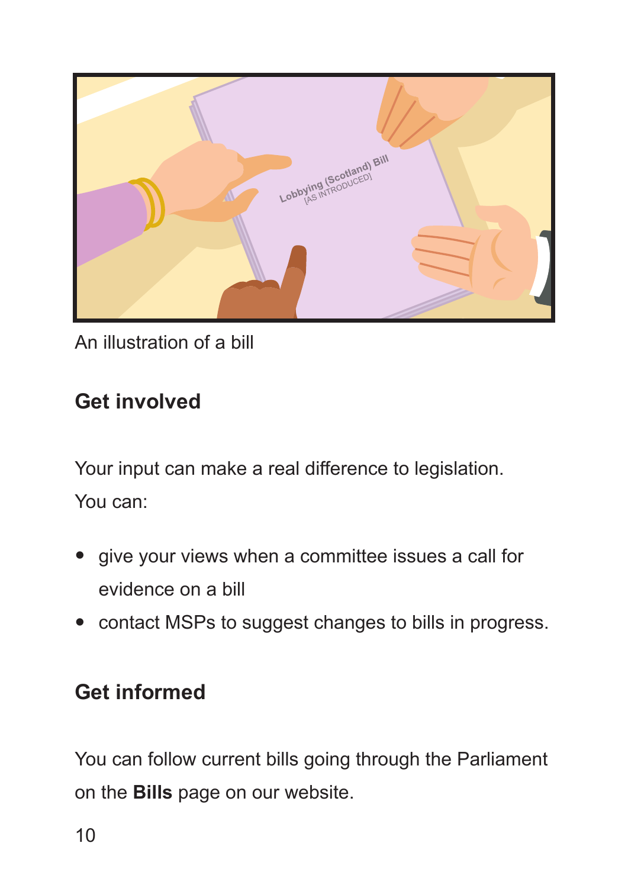An illustration of a bill

## Get involved

Your input can make a real difference to legislation. You can:

- give your views when a committee issues a call for evidence on a bill
- contact MSPs to suggest changes to bills in progress.

## Get informed

You can follow current bills going through the Parliament on the **Bills** page on our website.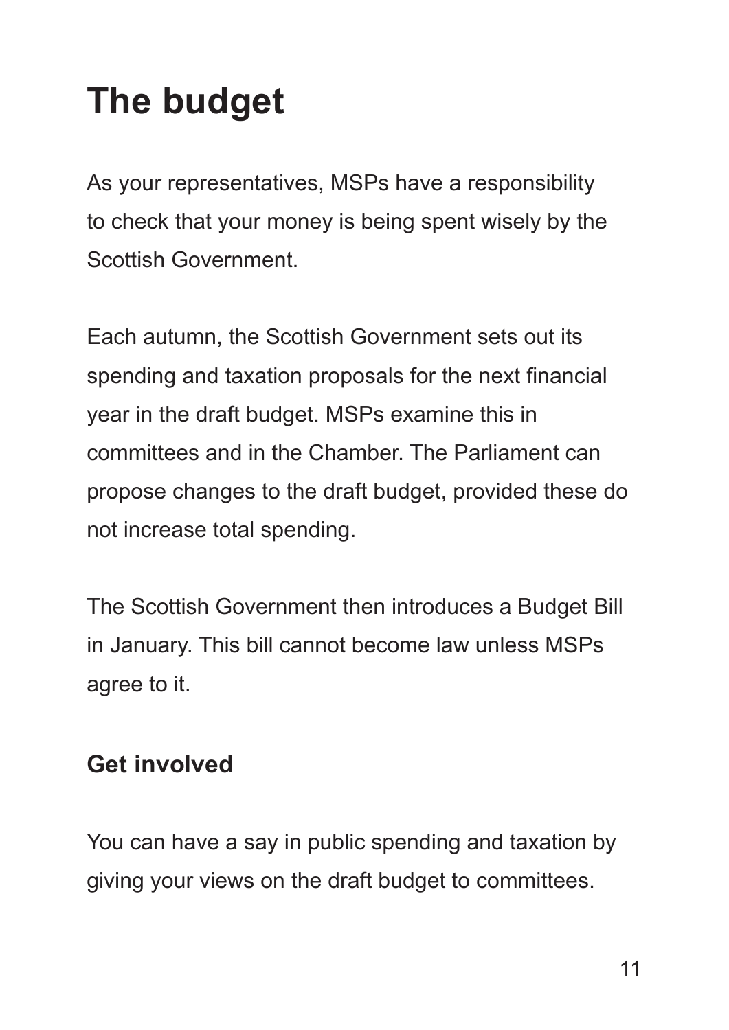# The budget

As your representatives, MSPs have a responsibility to check that your money is being spent wisely by the Scottish Government.

Each autumn, the Scottish Government sets out its spending and taxation proposals for the next financial year in the draft budget. MSPs examine this in committees and in the Chamber. The Parliament can propose changes to the draft budget, provided these do not increase total spending.

The Scottish Government then introduces a Budget Bill in January. This bill cannot become law unless MSPs agree to it.

## Get involved

You can have a say in public spending and taxation by giving your views on the draft budget to committees.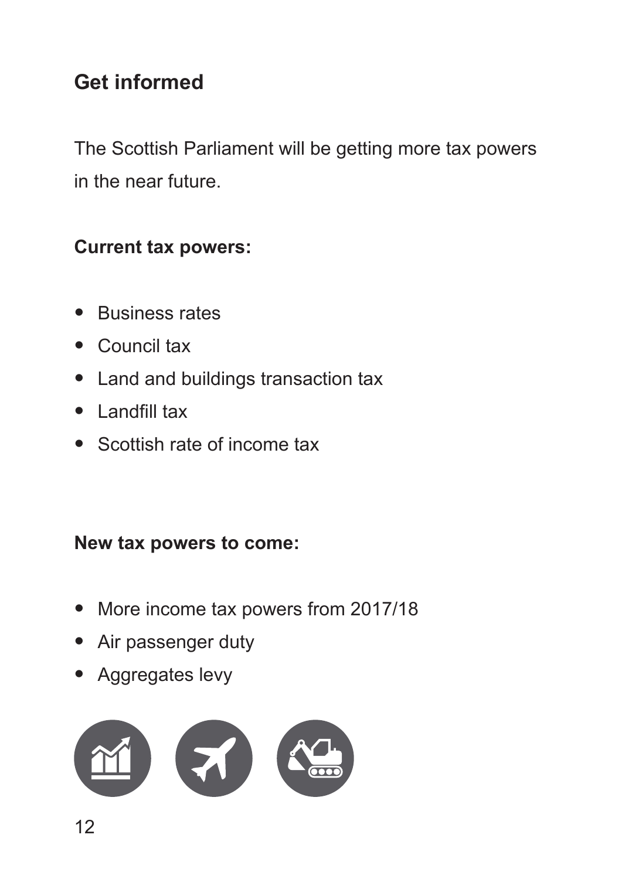## Get informed

The Scottish Parliament will be getting more tax powers in the near future.

**Current tax powers:**

- Business rates
- Council tax
- Land and buildings transaction tax
- Landfill tax
- Scottish rate of income tax

**New tax powers to come:**

- More income tax powers from 2017/18
- Air passenger duty
- Aggregates levy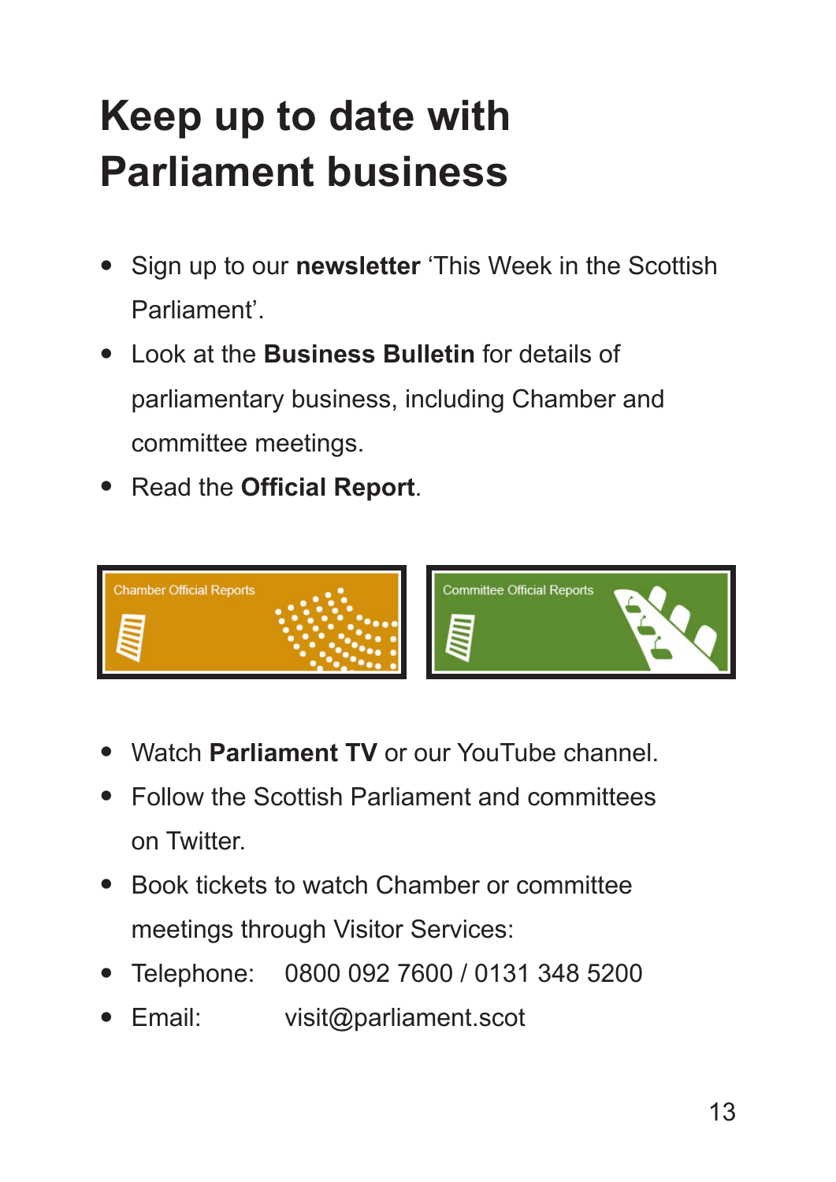# Keep up to date with Parliament business

- Sign up to our **newsletter** 'This Week in the Scottish Parliament'.
- Look at the **Business Bulletin** for details of parliamentary business, including Chamber and committee meetings.
- Read the **Official Report**.

Chamber Official Reports

Committee Official Reports

- Watch **Parliament TV** or our YouTube channel.
- Follow the Scottish Parliament and committees on Twitter.
- Book tickets to watch Chamber or committee meetings through Visitor Services:
- Telephone: 0800 092 7600 / 0131 348 5200
- Email: visit@parliament.scot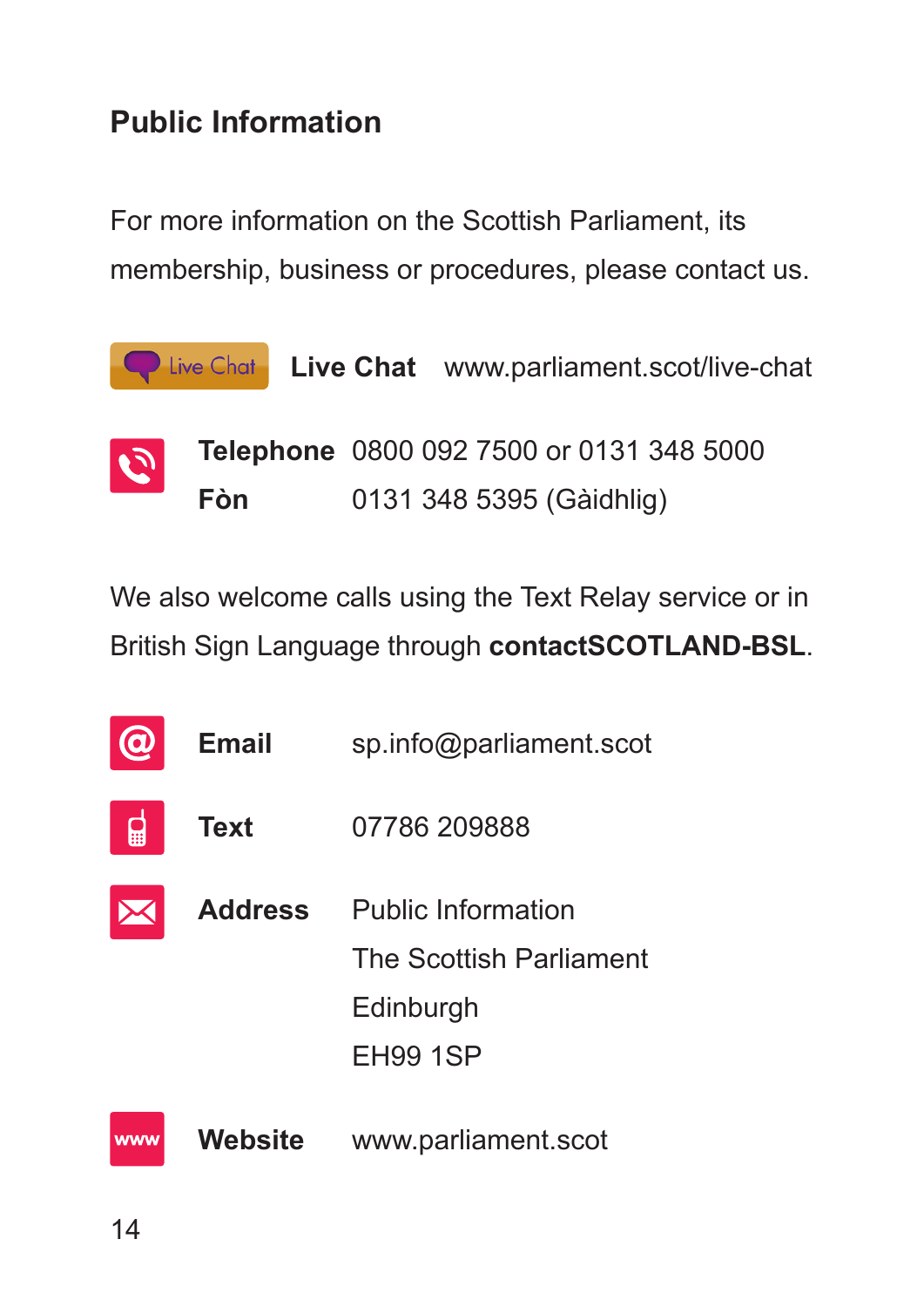## Public Information

For more information on the Scottish Parliament, its membership, business or procedures, please contact us.

**Live Chat** www.parliament.scot/live-chat

**Telephone** 0800 092 7500 or 0131 348 5000
**Fòn** 0131 348 5395 (Gàidhlig)

We also welcome calls using the Text Relay service or in British Sign Language through **contactSCOTLAND-BSL**.

**Email** sp.info@parliament.scot

**Text** 07786 209888

**Address** Public Information
The Scottish Parliament
Edinburgh
EH99 1SP

**Website** www.parliament.scot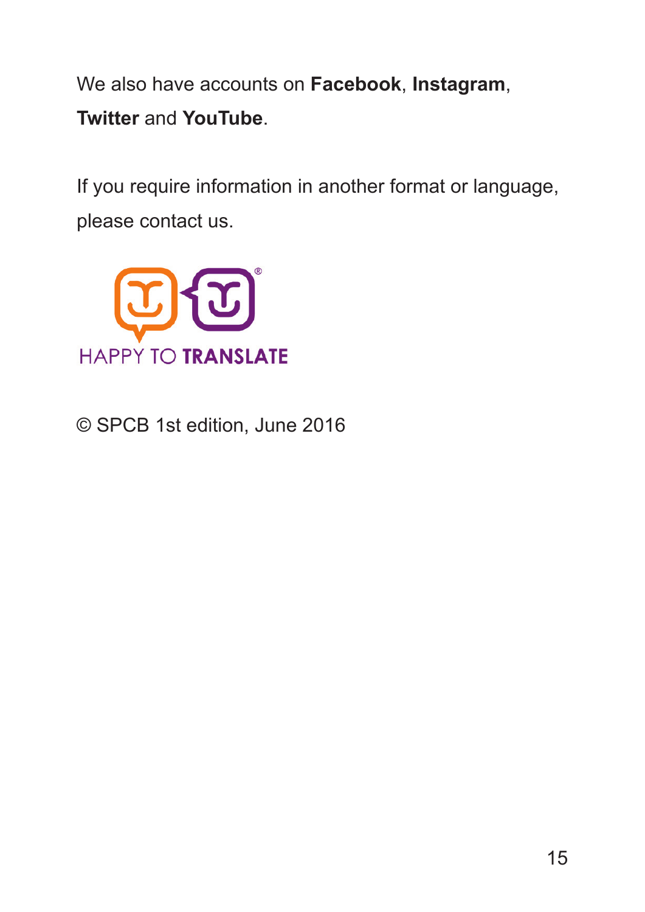We also have accounts on **Facebook**, **Instagram**, **Twitter** and **YouTube**.

If you require information in another format or language, please contact us.

HAPPY TO **TRANSLATE**

© SPCB 1st edition, June 2016